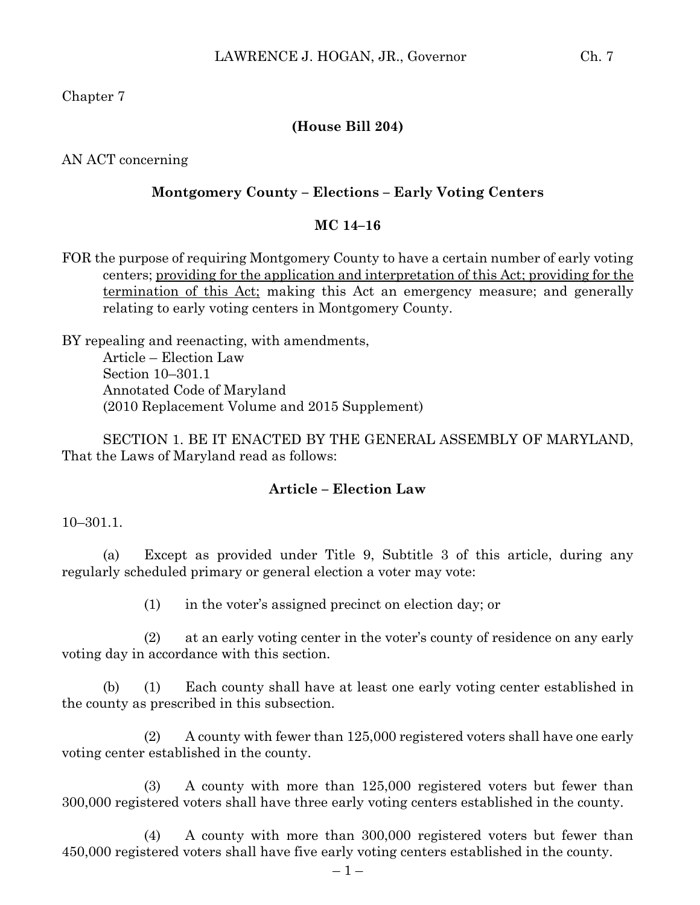Chapter 7

**(House Bill 204)**

AN ACT concerning

**Montgomery County – Elections – Early Voting Centers**

**MC 14–16**

FOR the purpose of requiring Montgomery County to have a certain number of early voting centers; providing for the application and interpretation of this Act; providing for the termination of this Act; making this Act an emergency measure; and generally relating to early voting centers in Montgomery County.

BY repealing and reenacting, with amendments,
Article – Election Law
Section 10–301.1
Annotated Code of Maryland
(2010 Replacement Volume and 2015 Supplement)

SECTION 1. BE IT ENACTED BY THE GENERAL ASSEMBLY OF MARYLAND, That the Laws of Maryland read as follows:

**Article – Election Law**

10–301.1.

(a) Except as provided under Title 9, Subtitle 3 of this article, during any regularly scheduled primary or general election a voter may vote:

(1) in the voter's assigned precinct on election day; or

(2) at an early voting center in the voter's county of residence on any early voting day in accordance with this section.

(b) (1) Each county shall have at least one early voting center established in the county as prescribed in this subsection.

(2) A county with fewer than 125,000 registered voters shall have one early voting center established in the county.

(3) A county with more than 125,000 registered voters but fewer than 300,000 registered voters shall have three early voting centers established in the county.

(4) A county with more than 300,000 registered voters but fewer than 450,000 registered voters shall have five early voting centers established in the county.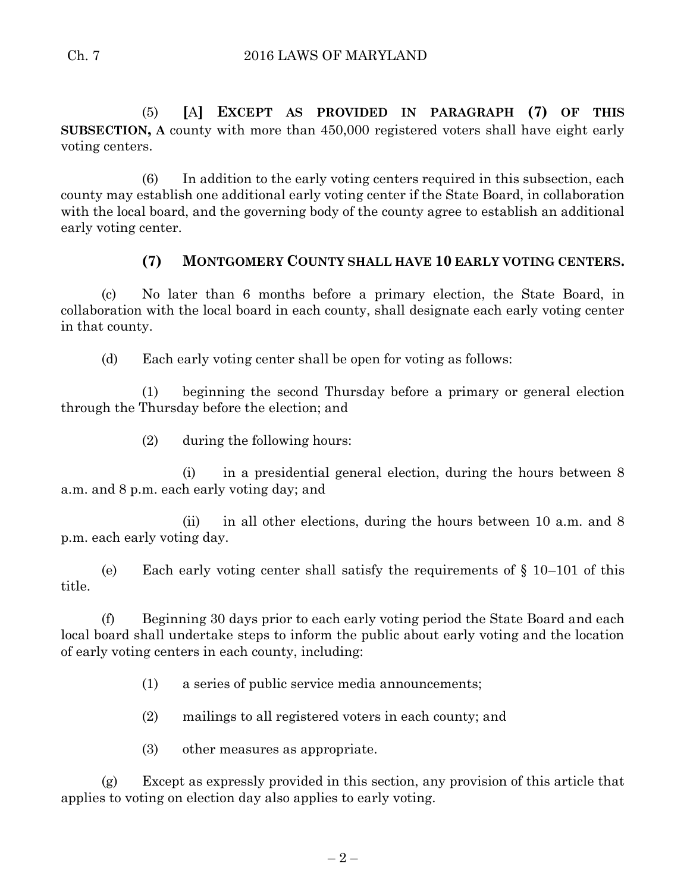(5) **[**A**] EXCEPT AS PROVIDED IN PARAGRAPH (7) OF THIS SUBSECTION, A** county with more than 450,000 registered voters shall have eight early voting centers.

(6) In addition to the early voting centers required in this subsection, each county may establish one additional early voting center if the State Board, in collaboration with the local board, and the governing body of the county agree to establish an additional early voting center.

**(7) MONTGOMERY COUNTY SHALL HAVE 10 EARLY VOTING CENTERS.**

(c) No later than 6 months before a primary election, the State Board, in collaboration with the local board in each county, shall designate each early voting center in that county.

(d) Each early voting center shall be open for voting as follows:

(1) beginning the second Thursday before a primary or general election through the Thursday before the election; and

(2) during the following hours:

(i) in a presidential general election, during the hours between 8 a.m. and 8 p.m. each early voting day; and

(ii) in all other elections, during the hours between 10 a.m. and 8 p.m. each early voting day.

(e) Each early voting center shall satisfy the requirements of § 10–101 of this title.

(f) Beginning 30 days prior to each early voting period the State Board and each local board shall undertake steps to inform the public about early voting and the location of early voting centers in each county, including:

(1) a series of public service media announcements;

(2) mailings to all registered voters in each county; and

(3) other measures as appropriate.

(g) Except as expressly provided in this section, any provision of this article that applies to voting on election day also applies to early voting.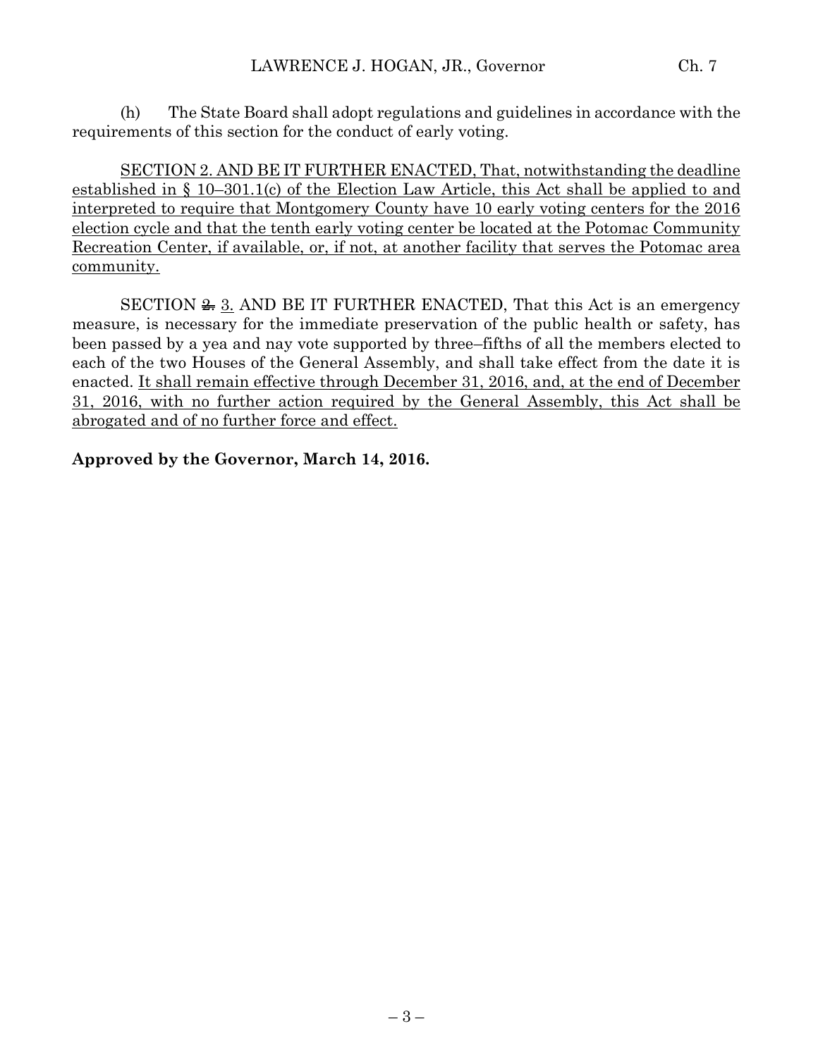(h) The State Board shall adopt regulations and guidelines in accordance with the requirements of this section for the conduct of early voting.

<u>SECTION 2. AND BE IT FURTHER ENACTED, That, notwithstanding the deadline established in § 10–301.1(c) of the Election Law Article, this Act shall be applied to and interpreted to require that Montgomery County have 10 early voting centers for the 2016 election cycle and that the tenth early voting center be located at the Potomac Community Recreation Center, if available, or, if not, at another facility that serves the Potomac area community.</u>

SECTION ~~2.~~ <u>3.</u> AND BE IT FURTHER ENACTED, That this Act is an emergency measure, is necessary for the immediate preservation of the public health or safety, has been passed by a yea and nay vote supported by three–fifths of all the members elected to each of the two Houses of the General Assembly, and shall take effect from the date it is enacted. <u>It shall remain effective through December 31, 2016, and, at the end of December 31, 2016, with no further action required by the General Assembly, this Act shall be abrogated and of no further force and effect.</u>

**Approved by the Governor, March 14, 2016.**